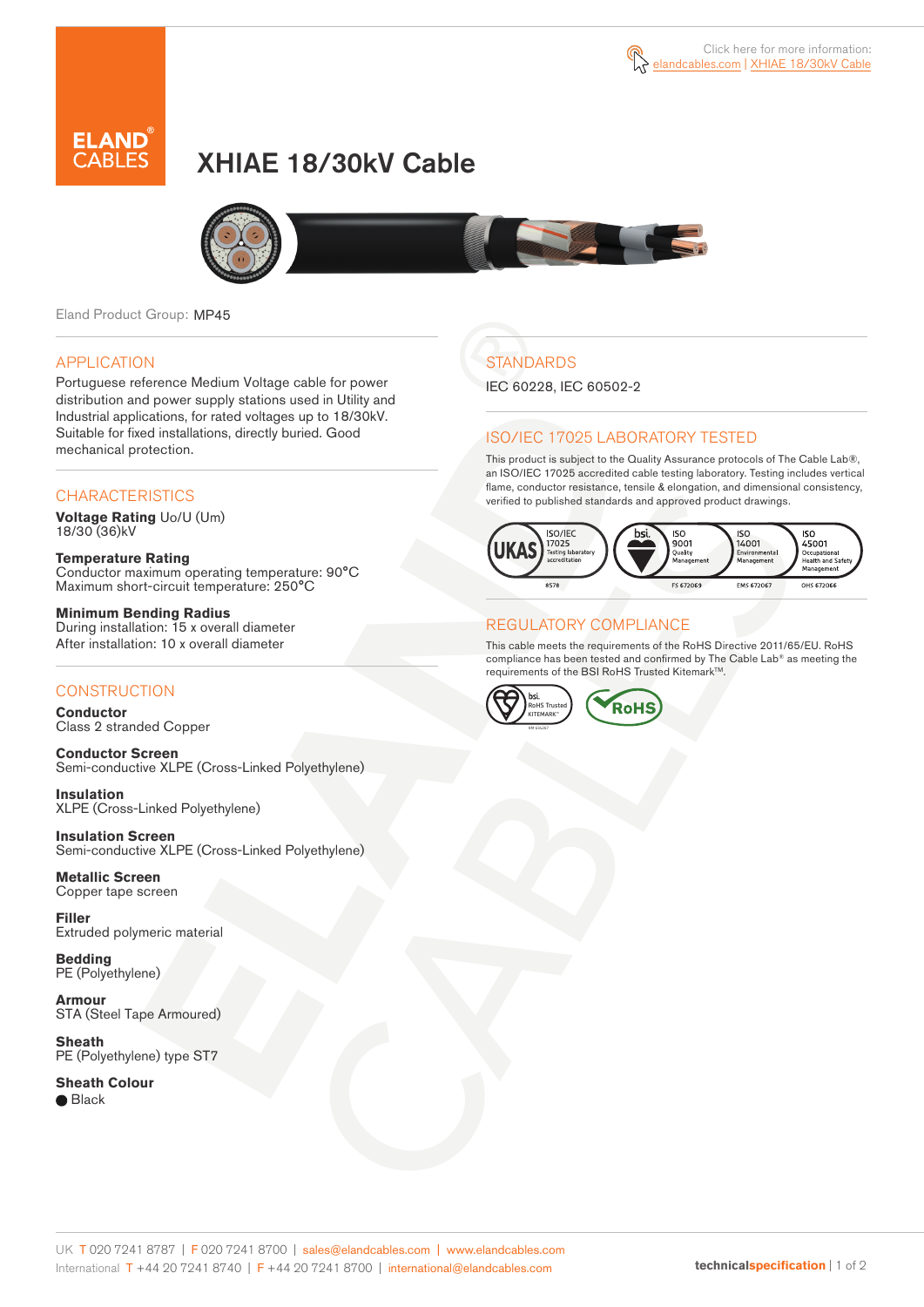Click here for more information: elandcables.com | XHIAE 18/30kV Cable

# XHIAE 18/30kV Cable

Eland Product Group: MP45

## APPLICATION

Portuguese reference Medium Voltage cable for power distribution and power supply stations used in Utility and Industrial applications, for rated voltages up to 18/30kV. Suitable for fixed installations, directly buried. Good mechanical protection.

## CHARACTERISTICS

**Voltage Rating** Uo/U (Um)
18/30 (36)kV

**Temperature Rating**
Conductor maximum operating temperature: 90°C
Maximum short-circuit temperature: 250°C

**Minimum Bending Radius**
During installation: 15 x overall diameter
After installation: 10 x overall diameter

## CONSTRUCTION

**Conductor**
Class 2 stranded Copper

**Conductor Screen**
Semi-conductive XLPE (Cross-Linked Polyethylene)

**Insulation**
XLPE (Cross-Linked Polyethylene)

**Insulation Screen**
Semi-conductive XLPE (Cross-Linked Polyethylene)

**Metallic Screen**
Copper tape screen

**Filler**
Extruded polymeric material

**Bedding**
PE (Polyethylene)

**Armour**
STA (Steel Tape Armoured)

**Sheath**
PE (Polyethylene) type ST7

**Sheath Colour**
● Black

## STANDARDS

IEC 60228, IEC 60502-2

## ISO/IEC 17025 LABORATORY TESTED

This product is subject to the Quality Assurance protocols of The Cable Lab®, an ISO/IEC 17025 accredited cable testing laboratory. Testing includes vertical flame, conductor resistance, tensile & elongation, and dimensional consistency, verified to published standards and approved product drawings.

UKAS ISO/IEC 17025 Testing laboratory accreditation 8578 | bsi. ISO 9001 Quality Management FS 672069 | ISO 14001 Environmental Management EMS 672067 | ISO 45001 Occupational Health and Safety Management OHS 672066

## REGULATORY COMPLIANCE

This cable meets the requirements of the RoHS Directive 2011/65/EU. RoHS compliance has been tested and confirmed by The Cable Lab® as meeting the requirements of the BSI RoHS Trusted Kitemark™.

bsi. RoHS Trusted KITEMARK™ | RoHS

UK T 020 7241 8787 | F 020 7241 8700 | sales@elandcables.com | www.elandcables.com
International T +44 20 7241 8740 | F +44 20 7241 8700 | international@elandcables.com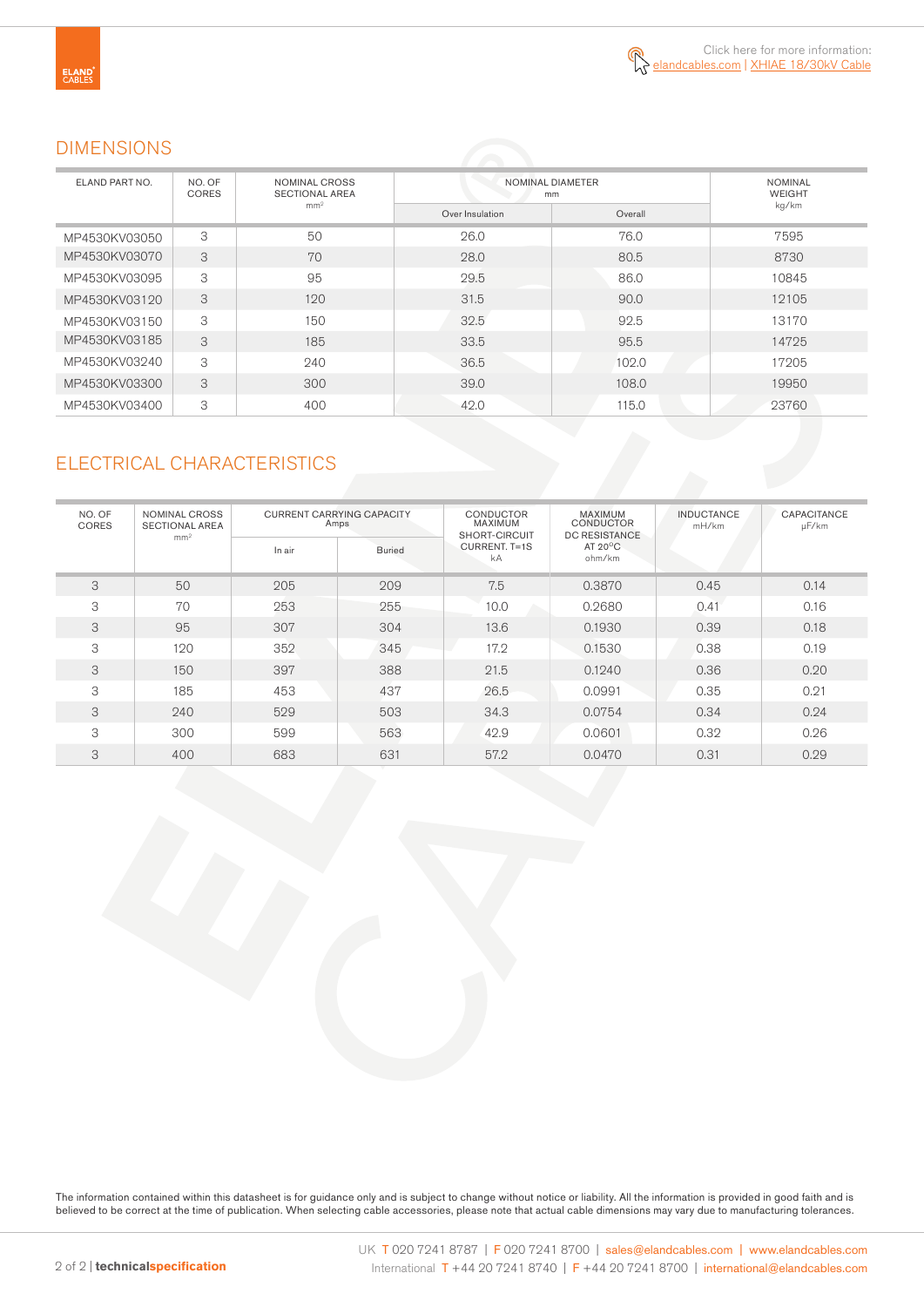Click here for more information: elandcables.com | XHIAE 18/30kV Cable

## DIMENSIONS

| ELAND PART NO. | NO. OF CORES | NOMINAL CROSS SECTIONAL AREA mm² | NOMINAL DIAMETER mm | | NOMINAL WEIGHT kg/km |
|---|---|---|---|---|---|
| | | | Over Insulation | Overall | |
| MP4530KV03050 | 3 | 50 | 26.0 | 76.0 | 7595 |
| MP4530KV03070 | 3 | 70 | 28.0 | 80.5 | 8730 |
| MP4530KV03095 | 3 | 95 | 29.5 | 86.0 | 10845 |
| MP4530KV03120 | 3 | 120 | 31.5 | 90.0 | 12105 |
| MP4530KV03150 | 3 | 150 | 32.5 | 92.5 | 13170 |
| MP4530KV03185 | 3 | 185 | 33.5 | 95.5 | 14725 |
| MP4530KV03240 | 3 | 240 | 36.5 | 102.0 | 17205 |
| MP4530KV03300 | 3 | 300 | 39.0 | 108.0 | 19950 |
| MP4530KV03400 | 3 | 400 | 42.0 | 115.0 | 23760 |

## ELECTRICAL CHARACTERISTICS

| NO. OF CORES | NOMINAL CROSS SECTIONAL AREA mm² | CURRENT CARRYING CAPACITY Amps | | CONDUCTOR MAXIMUM SHORT-CIRCUIT CURRENT. T=1S kA | MAXIMUM CONDUCTOR DC RESISTANCE AT 20°C ohm/km | INDUCTANCE mH/km | CAPACITANCE µF/km |
|---|---|---|---|---|---|---|---|
| | | In air | Buried | | | | |
| 3 | 50 | 205 | 209 | 7.5 | 0.3870 | 0.45 | 0.14 |
| 3 | 70 | 253 | 255 | 10.0 | 0.2680 | 0.41 | 0.16 |
| 3 | 95 | 307 | 304 | 13.6 | 0.1930 | 0.39 | 0.18 |
| 3 | 120 | 352 | 345 | 17.2 | 0.1530 | 0.38 | 0.19 |
| 3 | 150 | 397 | 388 | 21.5 | 0.1240 | 0.36 | 0.20 |
| 3 | 185 | 453 | 437 | 26.5 | 0.0991 | 0.35 | 0.21 |
| 3 | 240 | 529 | 503 | 34.3 | 0.0754 | 0.34 | 0.24 |
| 3 | 300 | 599 | 563 | 42.9 | 0.0601 | 0.32 | 0.26 |
| 3 | 400 | 683 | 631 | 57.2 | 0.0470 | 0.31 | 0.29 |

The information contained within this datasheet is for guidance only and is subject to change without notice or liability. All the information is provided in good faith and is believed to be correct at the time of publication. When selecting cable accessories, please note that actual cable dimensions may vary due to manufacturing tolerances.

UK T 020 7241 8787 | F 020 7241 8700 | sales@elandcables.com | www.elandcables.com
International T +44 20 7241 8740 | F +44 20 7241 8700 | international@elandcables.com